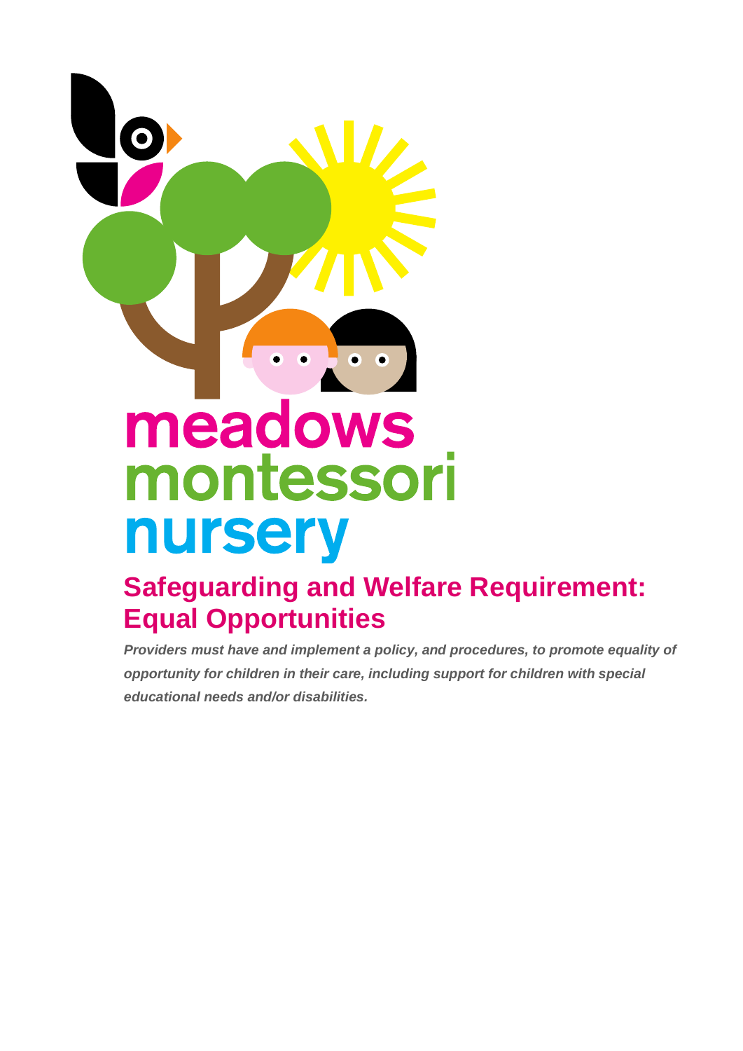meadows montessori nursery

# Safeguarding and Welfare Requirement: Equal Opportunities

***Providers must have and implement a policy, and procedures, to promote equality of opportunity for children in their care, including support for children with special educational needs and/or disabilities.***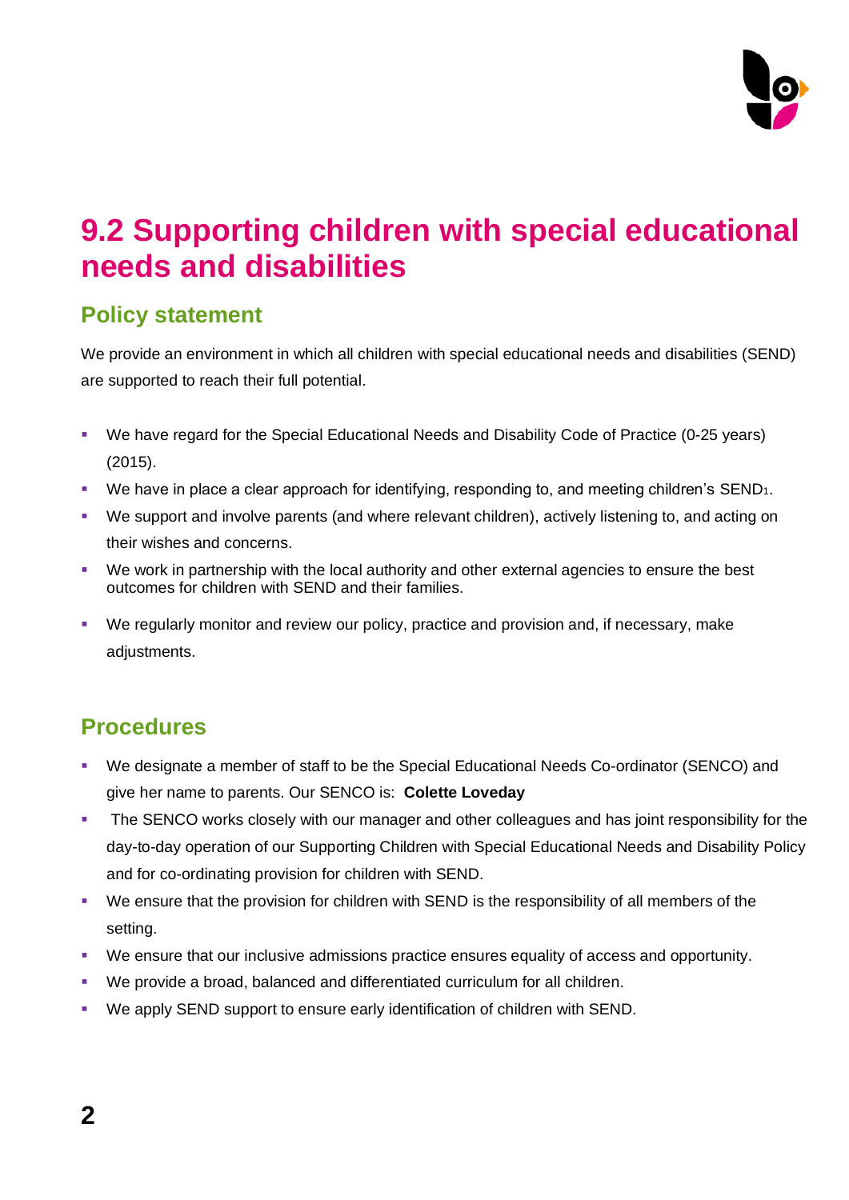# 9.2 Supporting children with special educational needs and disabilities

## Policy statement

We provide an environment in which all children with special educational needs and disabilities (SEND) are supported to reach their full potential.

- We have regard for the Special Educational Needs and Disability Code of Practice (0-25 years) (2015).
- We have in place a clear approach for identifying, responding to, and meeting children's SEND[1].
- We support and involve parents (and where relevant children), actively listening to, and acting on their wishes and concerns.
- We work in partnership with the local authority and other external agencies to ensure the best outcomes for children with SEND and their families.
- We regularly monitor and review our policy, practice and provision and, if necessary, make adjustments.

## Procedures

- We designate a member of staff to be the Special Educational Needs Co-ordinator (SENCO) and give her name to parents. Our SENCO is: **Colette Loveday**
- The SENCO works closely with our manager and other colleagues and has joint responsibility for the day-to-day operation of our Supporting Children with Special Educational Needs and Disability Policy and for co-ordinating provision for children with SEND.
- We ensure that the provision for children with SEND is the responsibility of all members of the setting.
- We ensure that our inclusive admissions practice ensures equality of access and opportunity.
- We provide a broad, balanced and differentiated curriculum for all children.
- We apply SEND support to ensure early identification of children with SEND.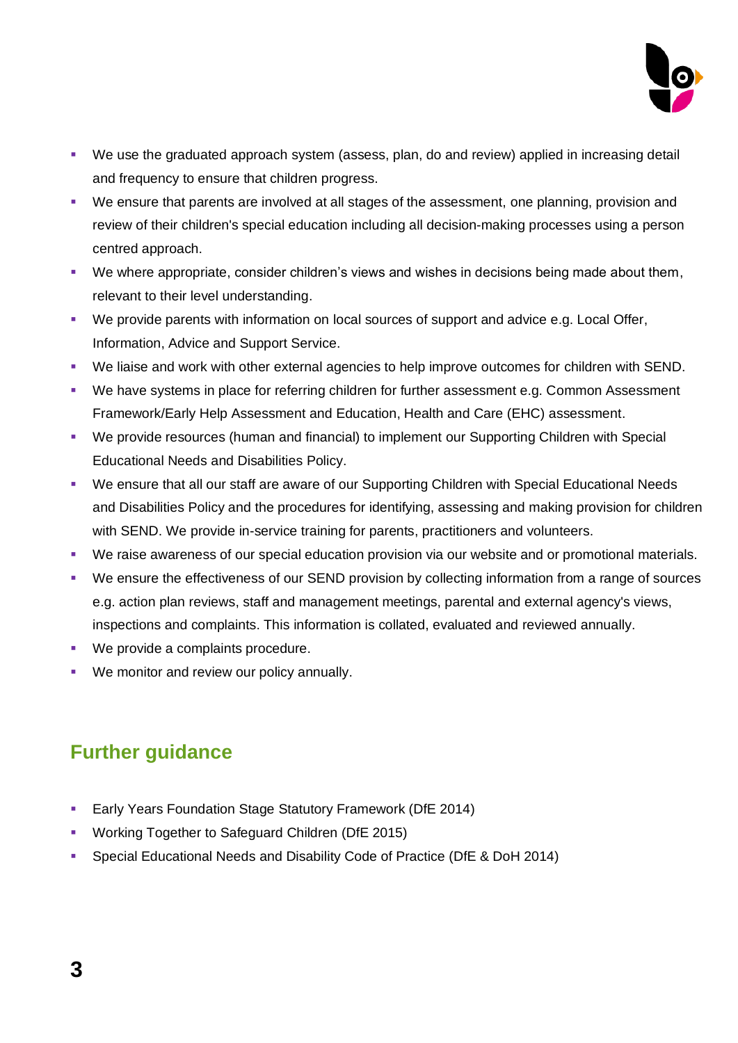- We use the graduated approach system (assess, plan, do and review) applied in increasing detail and frequency to ensure that children progress.
- We ensure that parents are involved at all stages of the assessment, one planning, provision and review of their children's special education including all decision-making processes using a person centred approach.
- We where appropriate, consider children's views and wishes in decisions being made about them, relevant to their level understanding.
- We provide parents with information on local sources of support and advice e.g. Local Offer, Information, Advice and Support Service.
- We liaise and work with other external agencies to help improve outcomes for children with SEND.
- We have systems in place for referring children for further assessment e.g. Common Assessment Framework/Early Help Assessment and Education, Health and Care (EHC) assessment.
- We provide resources (human and financial) to implement our Supporting Children with Special Educational Needs and Disabilities Policy.
- We ensure that all our staff are aware of our Supporting Children with Special Educational Needs and Disabilities Policy and the procedures for identifying, assessing and making provision for children with SEND. We provide in-service training for parents, practitioners and volunteers.
- We raise awareness of our special education provision via our website and or promotional materials.
- We ensure the effectiveness of our SEND provision by collecting information from a range of sources e.g. action plan reviews, staff and management meetings, parental and external agency's views, inspections and complaints. This information is collated, evaluated and reviewed annually.
- We provide a complaints procedure.
- We monitor and review our policy annually.

## Further guidance

- Early Years Foundation Stage Statutory Framework (DfE 2014)
- Working Together to Safeguard Children (DfE 2015)
- Special Educational Needs and Disability Code of Practice (DfE & DoH 2014)